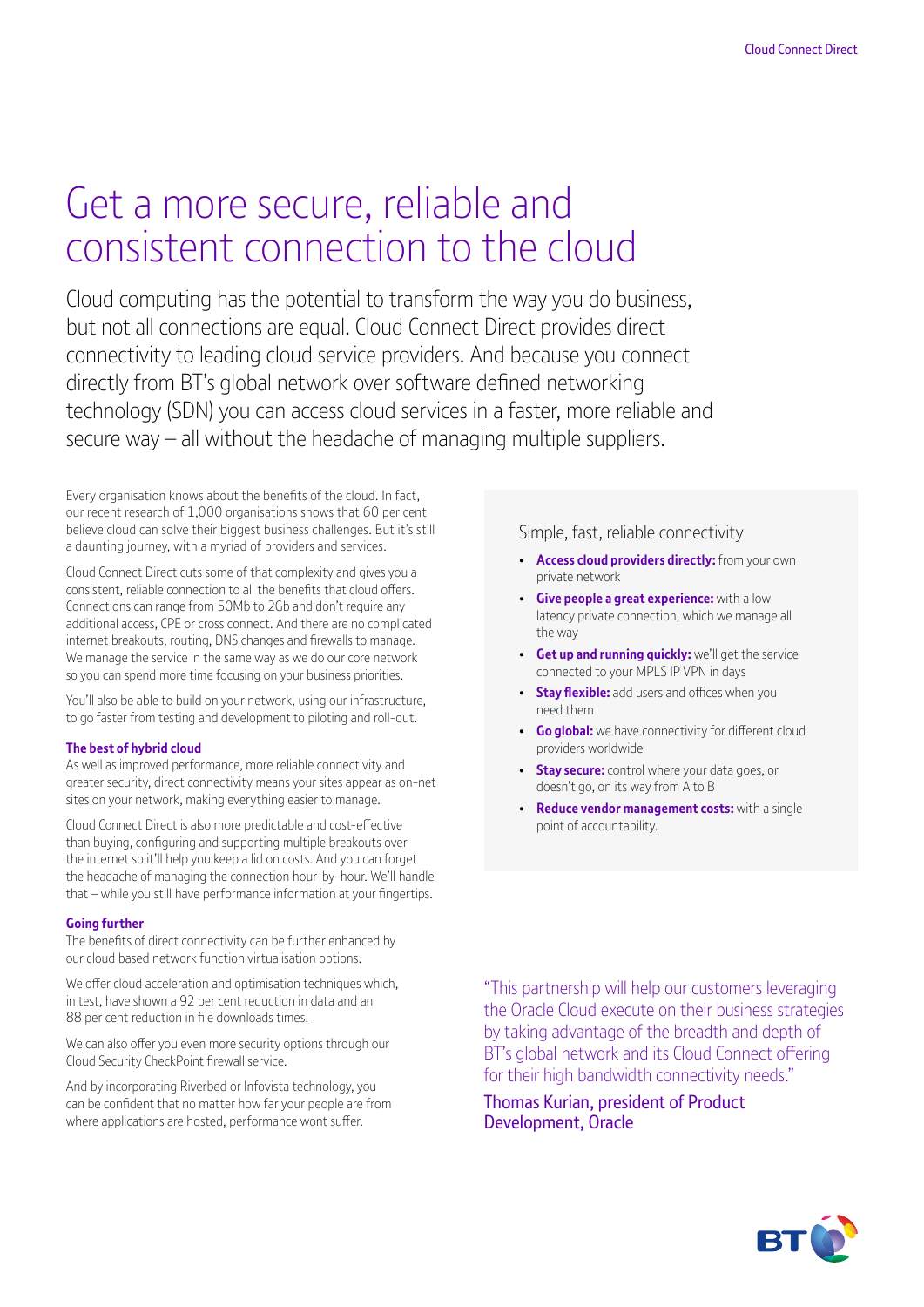# Get a more secure, reliable and consistent connection to the cloud

Cloud computing has the potential to transform the way you do business, but not all connections are equal. Cloud Connect Direct provides direct connectivity to leading cloud service providers. And because you connect directly from BT's global network over software defined networking technology (SDN) you can access cloud services in a faster, more reliable and secure way – all without the headache of managing multiple suppliers.

Every organisation knows about the benefits of the cloud. In fact, our recent research of 1,000 organisations shows that 60 per cent believe cloud can solve their biggest business challenges. But it's still a daunting journey, with a myriad of providers and services.

Cloud Connect Direct cuts some of that complexity and gives you a consistent, reliable connection to all the benefits that cloud offers. Connections can range from 50Mb to 2Gb and don't require any additional access, CPE or cross connect. And there are no complicated internet breakouts, routing, DNS changes and firewalls to manage. We manage the service in the same way as we do our core network so you can spend more time focusing on your business priorities.

You'll also be able to build on your network, using our infrastructure, to go faster from testing and development to piloting and roll-out.

### The best of hybrid cloud

As well as improved performance, more reliable connectivity and greater security, direct connectivity means your sites appear as on-net sites on your network, making everything easier to manage.

Cloud Connect Direct is also more predictable and cost-effective than buying, configuring and supporting multiple breakouts over the internet so it'll help you keep a lid on costs. And you can forget the headache of managing the connection hour-by-hour. We'll handle that – while you still have performance information at your fingertips.

### Going further

The benefits of direct connectivity can be further enhanced by our cloud based network function virtualisation options.

We offer cloud acceleration and optimisation techniques which, in test, have shown a 92 per cent reduction in data and an 88 per cent reduction in file downloads times.

We can also offer you even more security options through our Cloud Security CheckPoint firewall service.

And by incorporating Riverbed or Infovista technology, you can be confident that no matter how far your people are from where applications are hosted, performance wont suffer.

## Simple, fast, reliable connectivity

- **Access cloud providers directly:** from your own private network
- **Give people a great experience:** with a low latency private connection, which we manage all the way
- **Get up and running quickly:** we'll get the service connected to your MPLS IP VPN in days
- **Stay flexible:** add users and offices when you need them
- **Go global:** we have connectivity for different cloud providers worldwide
- **Stay secure:** control where your data goes, or doesn't go, on its way from A to B
- **Reduce vendor management costs:** with a single point of accountability.

"This partnership will help our customers leveraging the Oracle Cloud execute on their business strategies by taking advantage of the breadth and depth of BT's global network and its Cloud Connect offering for their high bandwidth connectivity needs."

Thomas Kurian, president of Product Development, Oracle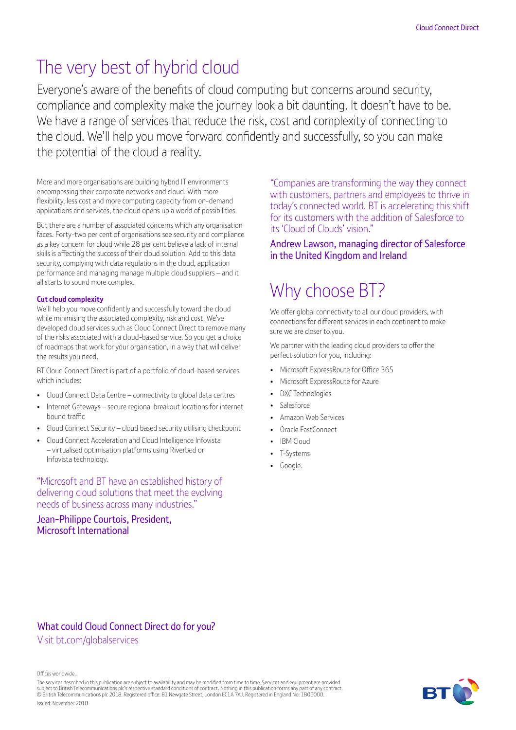# The very best of hybrid cloud

Everyone's aware of the benefits of cloud computing but concerns around security, compliance and complexity make the journey look a bit daunting. It doesn't have to be. We have a range of services that reduce the risk, cost and complexity of connecting to the cloud. We'll help you move forward confidently and successfully, so you can make the potential of the cloud a reality.

More and more organisations are building hybrid IT environments encompassing their corporate networks and cloud. With more flexibility, less cost and more computing capacity from on-demand applications and services, the cloud opens up a world of possibilities.

But there are a number of associated concerns which any organisation faces. Forty-two per cent of organisations see security and compliance as a key concern for cloud while 28 per cent believe a lack of internal skills is affecting the success of their cloud solution. Add to this data security, complying with data regulations in the cloud, application performance and managing manage multiple cloud suppliers – and it all starts to sound more complex.

**Cut cloud complexity**

We'll help you move confidently and successfully toward the cloud while minimising the associated complexity, risk and cost. We've developed cloud services such as Cloud Connect Direct to remove many of the risks associated with a cloud-based service. So you get a choice of roadmaps that work for your organisation, in a way that will deliver the results you need.

BT Cloud Connect Direct is part of a portfolio of cloud-based services which includes:

- Cloud Connect Data Centre – connectivity to global data centres
- Internet Gateways – secure regional breakout locations for internet bound traffic
- Cloud Connect Security – cloud based security utilising checkpoint
- Cloud Connect Acceleration and Cloud Intelligence Infovista – virtualised optimisation platforms using Riverbed or Infovista technology.

"Microsoft and BT have an established history of delivering cloud solutions that meet the evolving needs of business across many industries."

Jean-Philippe Courtois, President, Microsoft International

"Companies are transforming the way they connect with customers, partners and employees to thrive in today's connected world. BT is accelerating this shift for its customers with the addition of Salesforce to its 'Cloud of Clouds' vision."

Andrew Lawson, managing director of Salesforce in the United Kingdom and Ireland

# Why choose BT?

We offer global connectivity to all our cloud providers, with connections for different services in each continent to make sure we are closer to you.

We partner with the leading cloud providers to offer the perfect solution for you, including:

- Microsoft ExpressRoute for Office 365
- Microsoft ExpressRoute for Azure
- DXC Technologies
- Salesforce
- Amazon Web Services
- Oracle FastConnect
- IBM Cloud
- T-Systems
- Google.

**What could Cloud Connect Direct do for you?**

Visit bt.com/globalservices

Offices worldwide.

The services described in this publication are subject to availability and may be modified from time to time. Services and equipment are provided subject to British Telecommunications plc's respective standard conditions of contract. Nothing in this publication forms any part of any contract. © British Telecommunications plc 2018. Registered office: 81 Newgate Street, London EC1A 7AJ. Registered in England No: 1800000.

Issued: November 2018